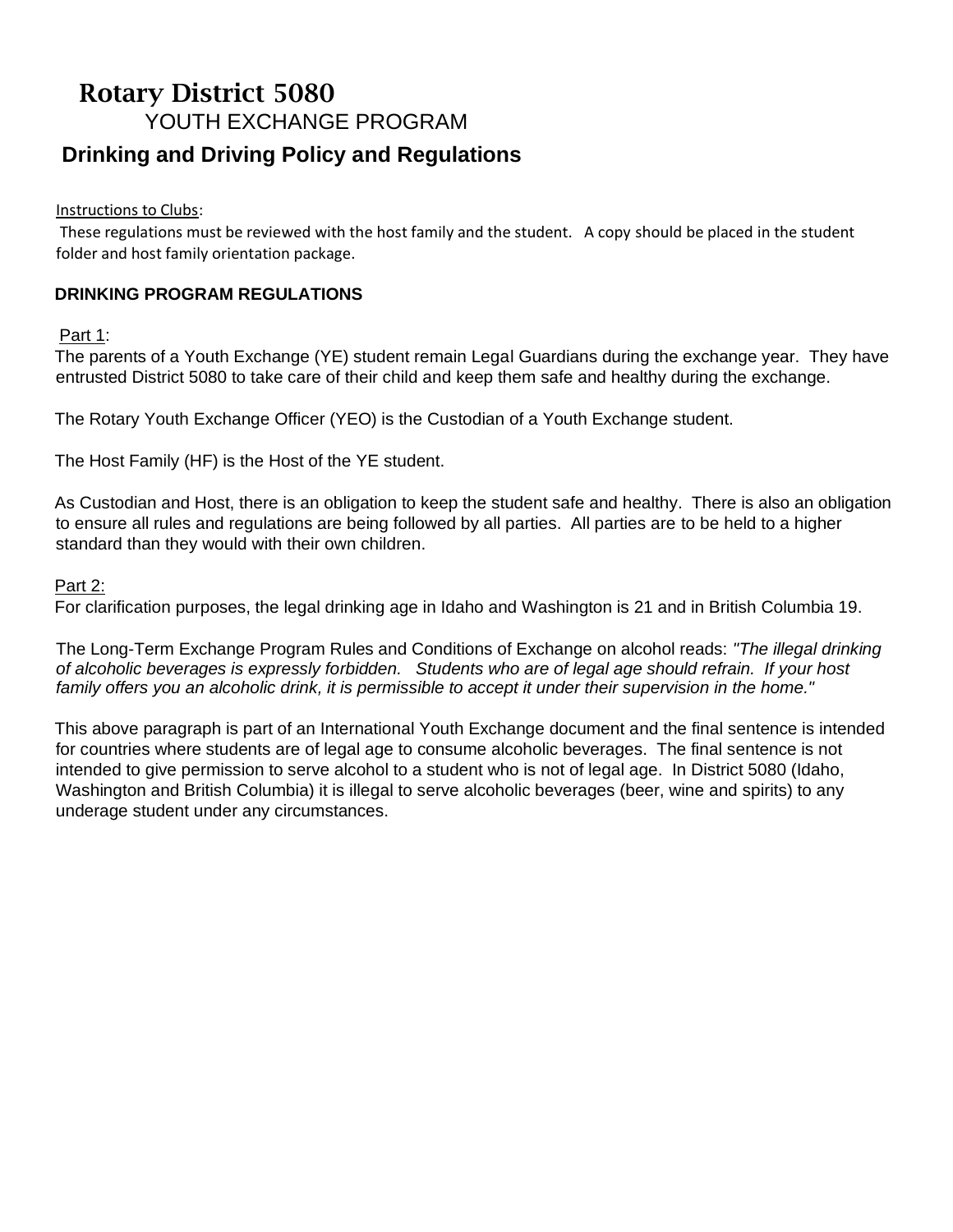# Rotary District 5080

## YOUTH EXCHANGE PROGRAM

## Drinking and Driving Policy and Regulations

Instructions to Clubs:

These regulations must be reviewed with the host family and the student. A copy should be placed in the student folder and host family orientation package.

### DRINKING PROGRAM REGULATIONS

Part 1:

The parents of a Youth Exchange (YE) student remain Legal Guardians during the exchange year. They have entrusted District 5080 to take care of their child and keep them safe and healthy during the exchange.

The Rotary Youth Exchange Officer (YEO) is the Custodian of a Youth Exchange student.

The Host Family (HF) is the Host of the YE student.

As Custodian and Host, there is an obligation to keep the student safe and healthy. There is also an obligation to ensure all rules and regulations are being followed by all parties. All parties are to be held to a higher standard than they would with their own children.

Part 2:

For clarification purposes, the legal drinking age in Idaho and Washington is 21 and in British Columbia 19.

The Long-Term Exchange Program Rules and Conditions of Exchange on alcohol reads: *"The illegal drinking of alcoholic beverages is expressly forbidden. Students who are of legal age should refrain. If your host family offers you an alcoholic drink, it is permissible to accept it under their supervision in the home."*

This above paragraph is part of an International Youth Exchange document and the final sentence is intended for countries where students are of legal age to consume alcoholic beverages. The final sentence is not intended to give permission to serve alcohol to a student who is not of legal age. In District 5080 (Idaho, Washington and British Columbia) it is illegal to serve alcoholic beverages (beer, wine and spirits) to any underage student under any circumstances.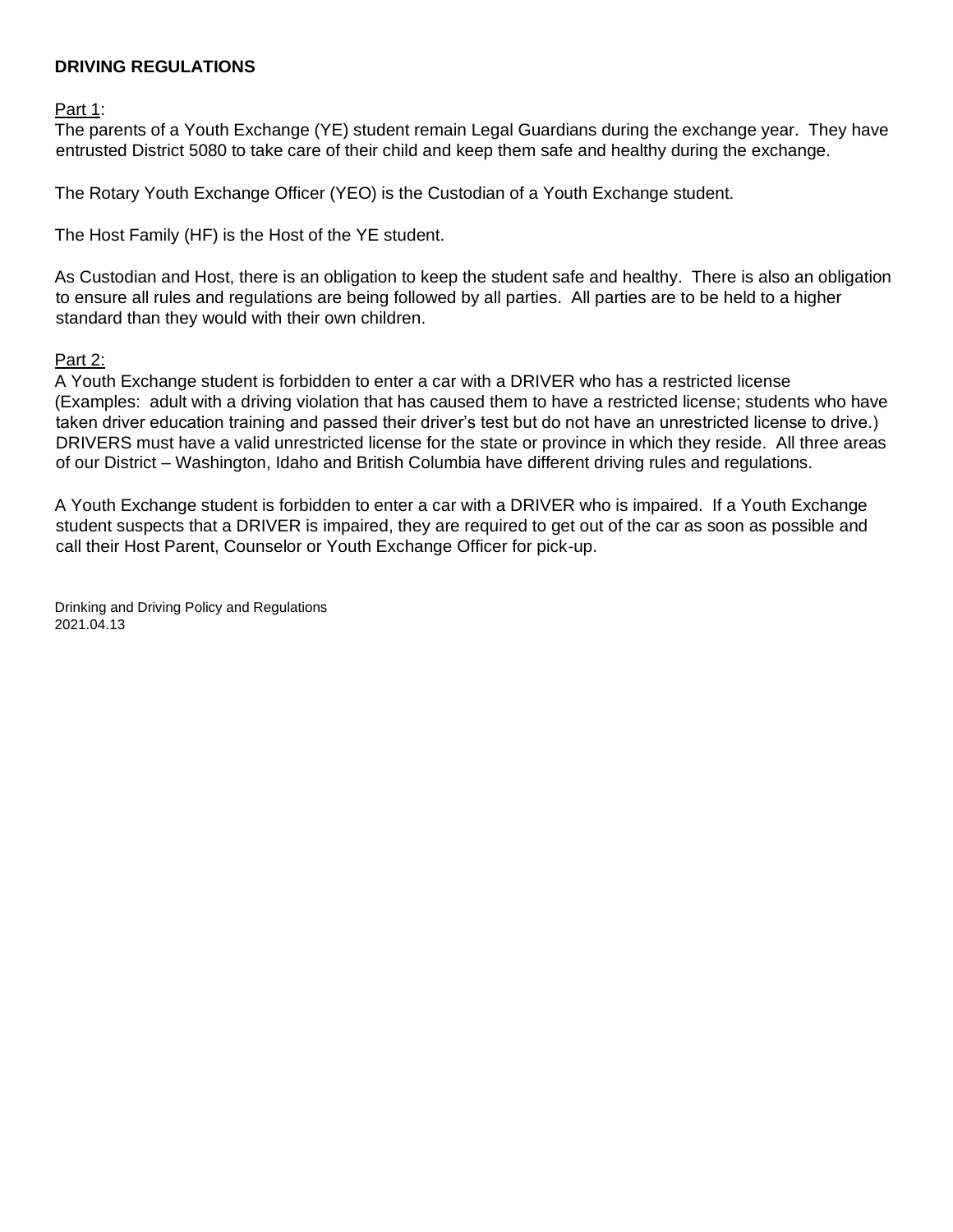# DRIVING REGULATIONS

Part 1:

The parents of a Youth Exchange (YE) student remain Legal Guardians during the exchange year. They have entrusted District 5080 to take care of their child and keep them safe and healthy during the exchange.

The Rotary Youth Exchange Officer (YEO) is the Custodian of a Youth Exchange student.

The Host Family (HF) is the Host of the YE student.

As Custodian and Host, there is an obligation to keep the student safe and healthy. There is also an obligation to ensure all rules and regulations are being followed by all parties. All parties are to be held to a higher standard than they would with their own children.

Part 2:

A Youth Exchange student is forbidden to enter a car with a DRIVER who has a restricted license (Examples: adult with a driving violation that has caused them to have a restricted license; students who have taken driver education training and passed their driver's test but do not have an unrestricted license to drive.) DRIVERS must have a valid unrestricted license for the state or province in which they reside. All three areas of our District – Washington, Idaho and British Columbia have different driving rules and regulations.

A Youth Exchange student is forbidden to enter a car with a DRIVER who is impaired. If a Youth Exchange student suspects that a DRIVER is impaired, they are required to get out of the car as soon as possible and call their Host Parent, Counselor or Youth Exchange Officer for pick-up.

Drinking and Driving Policy and Regulations
2021.04.13